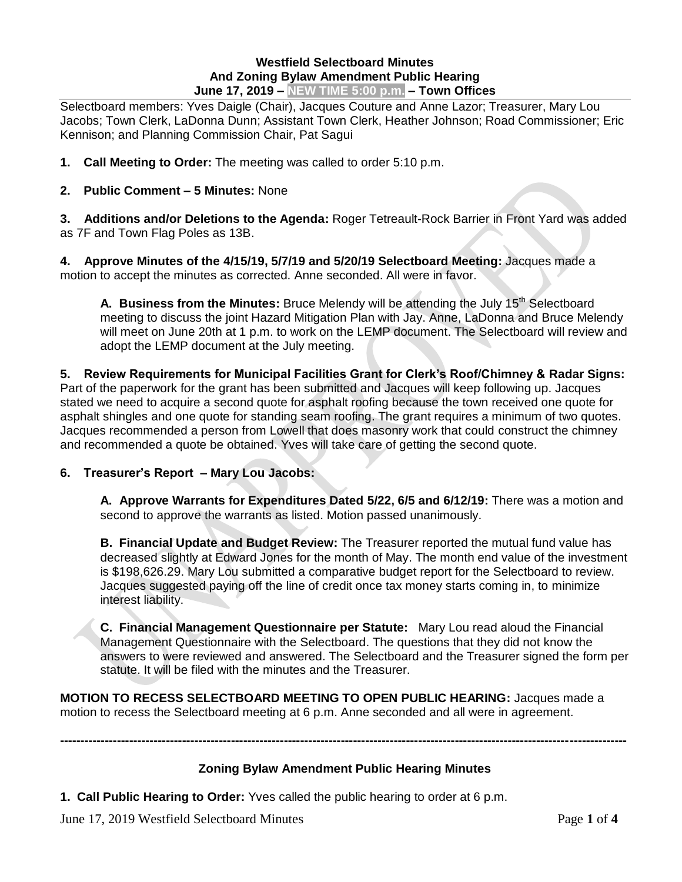**Westfield Selectboard Minutes**
**And Zoning Bylaw Amendment Public Hearing**
**June 17, 2019 – NEW TIME 5:00 p.m. – Town Offices**

Selectboard members: Yves Daigle (Chair), Jacques Couture and Anne Lazor; Treasurer, Mary Lou Jacobs; Town Clerk, LaDonna Dunn; Assistant Town Clerk, Heather Johnson; Road Commissioner; Eric Kennison; and Planning Commission Chair, Pat Sagui

**1. Call Meeting to Order:** The meeting was called to order 5:10 p.m.

**2. Public Comment – 5 Minutes:** None

**3. Additions and/or Deletions to the Agenda:** Roger Tetreault-Rock Barrier in Front Yard was added as 7F and Town Flag Poles as 13B.

**4. Approve Minutes of the 4/15/19, 5/7/19 and 5/20/19 Selectboard Meeting:** Jacques made a motion to accept the minutes as corrected. Anne seconded. All were in favor.

**A. Business from the Minutes:** Bruce Melendy will be attending the July 15th Selectboard meeting to discuss the joint Hazard Mitigation Plan with Jay. Anne, LaDonna and Bruce Melendy will meet on June 20th at 1 p.m. to work on the LEMP document. The Selectboard will review and adopt the LEMP document at the July meeting.

**5. Review Requirements for Municipal Facilities Grant for Clerk's Roof/Chimney & Radar Signs:** Part of the paperwork for the grant has been submitted and Jacques will keep following up. Jacques stated we need to acquire a second quote for asphalt roofing because the town received one quote for asphalt shingles and one quote for standing seam roofing. The grant requires a minimum of two quotes. Jacques recommended a person from Lowell that does masonry work that could construct the chimney and recommended a quote be obtained. Yves will take care of getting the second quote.

**6. Treasurer's Report – Mary Lou Jacobs:**

**A. Approve Warrants for Expenditures Dated 5/22, 6/5 and 6/12/19:** There was a motion and second to approve the warrants as listed. Motion passed unanimously.

**B. Financial Update and Budget Review:** The Treasurer reported the mutual fund value has decreased slightly at Edward Jones for the month of May. The month end value of the investment is $198,626.29. Mary Lou submitted a comparative budget report for the Selectboard to review. Jacques suggested paying off the line of credit once tax money starts coming in, to minimize interest liability.

**C. Financial Management Questionnaire per Statute:** Mary Lou read aloud the Financial Management Questionnaire with the Selectboard. The questions that they did not know the answers to were reviewed and answered. The Selectboard and the Treasurer signed the form per statute. It will be filed with the minutes and the Treasurer.

**MOTION TO RECESS SELECTBOARD MEETING TO OPEN PUBLIC HEARING:** Jacques made a motion to recess the Selectboard meeting at 6 p.m. Anne seconded and all were in agreement.

---

**Zoning Bylaw Amendment Public Hearing Minutes**

**1. Call Public Hearing to Order:** Yves called the public hearing to order at 6 p.m.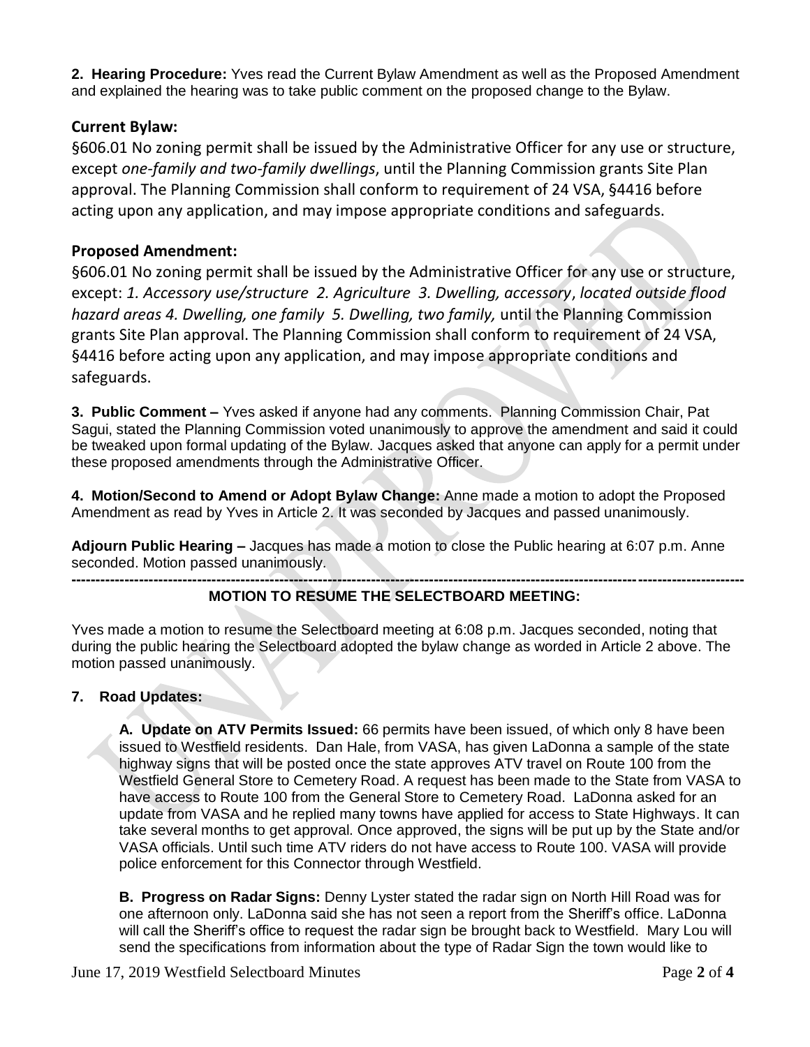**2. Hearing Procedure:** Yves read the Current Bylaw Amendment as well as the Proposed Amendment and explained the hearing was to take public comment on the proposed change to the Bylaw.

### Current Bylaw:

§606.01 No zoning permit shall be issued by the Administrative Officer for any use or structure, except *one-family and two-family dwellings*, until the Planning Commission grants Site Plan approval. The Planning Commission shall conform to requirement of 24 VSA, §4416 before acting upon any application, and may impose appropriate conditions and safeguards.

### Proposed Amendment:

§606.01 No zoning permit shall be issued by the Administrative Officer for any use or structure, except: *1. Accessory use/structure 2. Agriculture 3. Dwelling, accessory*, *located outside flood hazard areas 4. Dwelling, one family 5. Dwelling, two family,* until the Planning Commission grants Site Plan approval. The Planning Commission shall conform to requirement of 24 VSA, §4416 before acting upon any application, and may impose appropriate conditions and safeguards.

**3. Public Comment –** Yves asked if anyone had any comments. Planning Commission Chair, Pat Sagui, stated the Planning Commission voted unanimously to approve the amendment and said it could be tweaked upon formal updating of the Bylaw. Jacques asked that anyone can apply for a permit under these proposed amendments through the Administrative Officer.

**4. Motion/Second to Amend or Adopt Bylaw Change:** Anne made a motion to adopt the Proposed Amendment as read by Yves in Article 2. It was seconded by Jacques and passed unanimously.

**Adjourn Public Hearing –** Jacques has made a motion to close the Public hearing at 6:07 p.m. Anne seconded. Motion passed unanimously.

---

**MOTION TO RESUME THE SELECTBOARD MEETING:**

Yves made a motion to resume the Selectboard meeting at 6:08 p.m. Jacques seconded, noting that during the public hearing the Selectboard adopted the bylaw change as worded in Article 2 above. The motion passed unanimously.

**7. Road Updates:**

**A. Update on ATV Permits Issued:** 66 permits have been issued, of which only 8 have been issued to Westfield residents. Dan Hale, from VASA, has given LaDonna a sample of the state highway signs that will be posted once the state approves ATV travel on Route 100 from the Westfield General Store to Cemetery Road. A request has been made to the State from VASA to have access to Route 100 from the General Store to Cemetery Road. LaDonna asked for an update from VASA and he replied many towns have applied for access to State Highways. It can take several months to get approval. Once approved, the signs will be put up by the State and/or VASA officials. Until such time ATV riders do not have access to Route 100. VASA will provide police enforcement for this Connector through Westfield.

**B. Progress on Radar Signs:** Denny Lyster stated the radar sign on North Hill Road was for one afternoon only. LaDonna said she has not seen a report from the Sheriff's office. LaDonna will call the Sheriff's office to request the radar sign be brought back to Westfield. Mary Lou will send the specifications from information about the type of Radar Sign the town would like to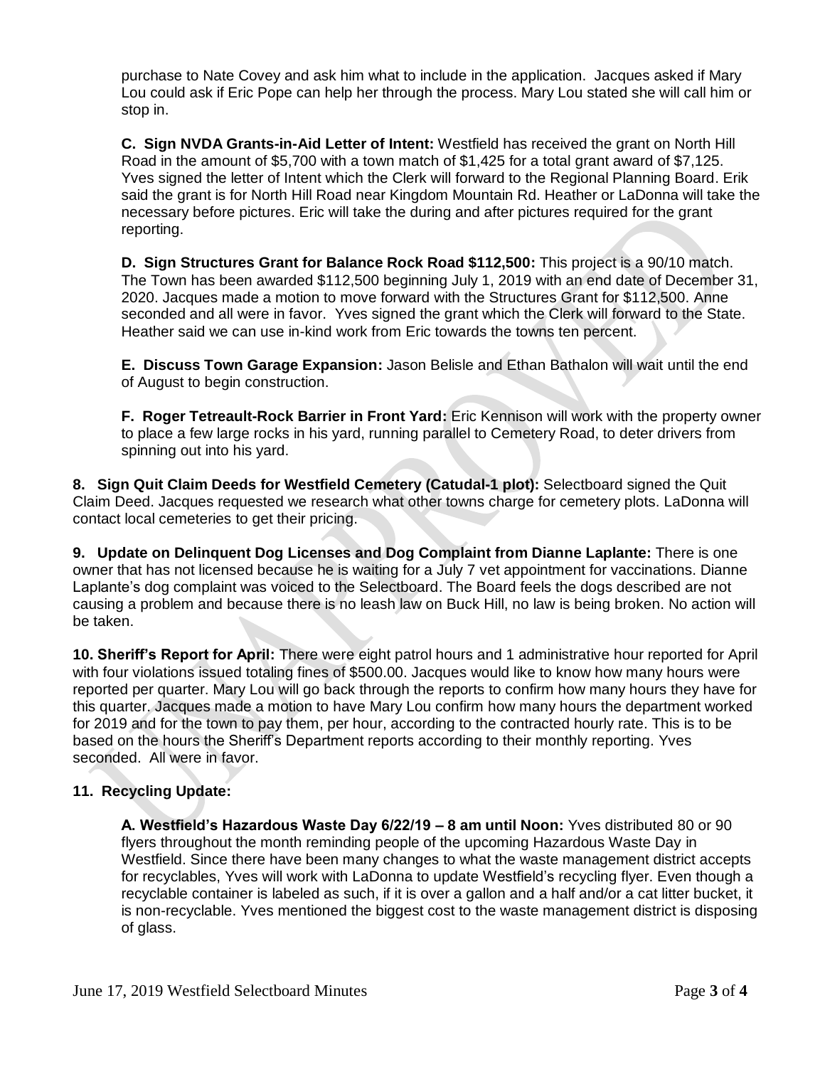purchase to Nate Covey and ask him what to include in the application. Jacques asked if Mary Lou could ask if Eric Pope can help her through the process. Mary Lou stated she will call him or stop in.

**C. Sign NVDA Grants-in-Aid Letter of Intent:** Westfield has received the grant on North Hill Road in the amount of $5,700 with a town match of $1,425 for a total grant award of $7,125. Yves signed the letter of Intent which the Clerk will forward to the Regional Planning Board. Erik said the grant is for North Hill Road near Kingdom Mountain Rd. Heather or LaDonna will take the necessary before pictures. Eric will take the during and after pictures required for the grant reporting.

**D. Sign Structures Grant for Balance Rock Road $112,500:** This project is a 90/10 match. The Town has been awarded $112,500 beginning July 1, 2019 with an end date of December 31, 2020. Jacques made a motion to move forward with the Structures Grant for $112,500. Anne seconded and all were in favor. Yves signed the grant which the Clerk will forward to the State. Heather said we can use in-kind work from Eric towards the towns ten percent.

**E. Discuss Town Garage Expansion:** Jason Belisle and Ethan Bathalon will wait until the end of August to begin construction.

**F. Roger Tetreault-Rock Barrier in Front Yard:** Eric Kennison will work with the property owner to place a few large rocks in his yard, running parallel to Cemetery Road, to deter drivers from spinning out into his yard.

**8. Sign Quit Claim Deeds for Westfield Cemetery (Catudal-1 plot):** Selectboard signed the Quit Claim Deed. Jacques requested we research what other towns charge for cemetery plots. LaDonna will contact local cemeteries to get their pricing.

**9. Update on Delinquent Dog Licenses and Dog Complaint from Dianne Laplante:** There is one owner that has not licensed because he is waiting for a July 7 vet appointment for vaccinations. Dianne Laplante's dog complaint was voiced to the Selectboard. The Board feels the dogs described are not causing a problem and because there is no leash law on Buck Hill, no law is being broken. No action will be taken.

**10. Sheriff's Report for April:** There were eight patrol hours and 1 administrative hour reported for April with four violations issued totaling fines of $500.00. Jacques would like to know how many hours were reported per quarter. Mary Lou will go back through the reports to confirm how many hours they have for this quarter. Jacques made a motion to have Mary Lou confirm how many hours the department worked for 2019 and for the town to pay them, per hour, according to the contracted hourly rate. This is to be based on the hours the Sheriff's Department reports according to their monthly reporting. Yves seconded. All were in favor.

**11. Recycling Update:**

**A. Westfield's Hazardous Waste Day 6/22/19 – 8 am until Noon:** Yves distributed 80 or 90 flyers throughout the month reminding people of the upcoming Hazardous Waste Day in Westfield. Since there have been many changes to what the waste management district accepts for recyclables, Yves will work with LaDonna to update Westfield's recycling flyer. Even though a recyclable container is labeled as such, if it is over a gallon and a half and/or a cat litter bucket, it is non-recyclable. Yves mentioned the biggest cost to the waste management district is disposing of glass.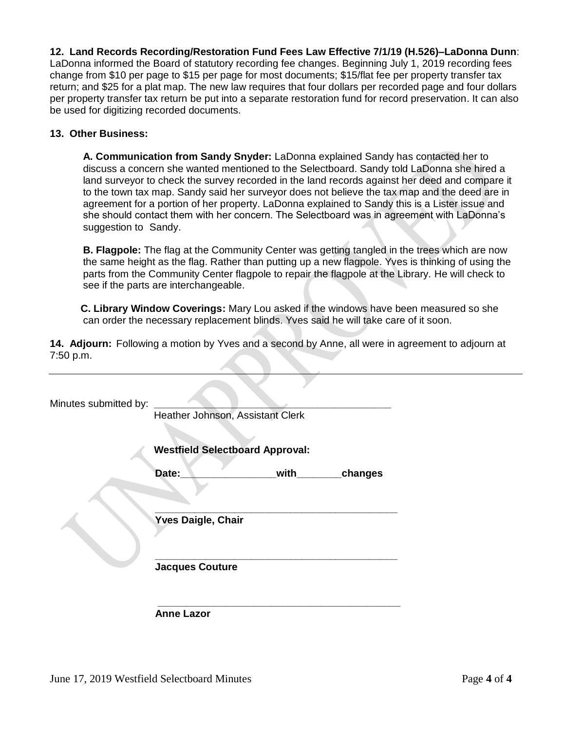**12. Land Records Recording/Restoration Fund Fees Law Effective 7/1/19 (H.526)–LaDonna Dunn**: LaDonna informed the Board of statutory recording fee changes. Beginning July 1, 2019 recording fees change from $10 per page to $15 per page for most documents; $15/flat fee per property transfer tax return; and $25 for a plat map. The new law requires that four dollars per recorded page and four dollars per property transfer tax return be put into a separate restoration fund for record preservation. It can also be used for digitizing recorded documents.

**13. Other Business:**

**A. Communication from Sandy Snyder:** LaDonna explained Sandy has contacted her to discuss a concern she wanted mentioned to the Selectboard. Sandy told LaDonna she hired a land surveyor to check the survey recorded in the land records against her deed and compare it to the town tax map. Sandy said her surveyor does not believe the tax map and the deed are in agreement for a portion of her property. LaDonna explained to Sandy this is a Lister issue and she should contact them with her concern. The Selectboard was in agreement with LaDonna's suggestion to Sandy.

**B. Flagpole:** The flag at the Community Center was getting tangled in the trees which are now the same height as the flag. Rather than putting up a new flagpole. Yves is thinking of using the parts from the Community Center flagpole to repair the flagpole at the Library. He will check to see if the parts are interchangeable.

**C. Library Window Coverings:** Mary Lou asked if the windows have been measured so she can order the necessary replacement blinds. Yves said he will take care of it soon.

**14. Adjourn:** Following a motion by Yves and a second by Anne, all were in agreement to adjourn at 7:50 p.m.

---

Minutes submitted by: ________________________________________
Heather Johnson, Assistant Clerk

**Westfield Selectboard Approval:**

**Date:________________with_______changes**

________________________________________
**Yves Daigle, Chair**

________________________________________
**Jacques Couture**

________________________________________
**Anne Lazor**

UNAPPROVED